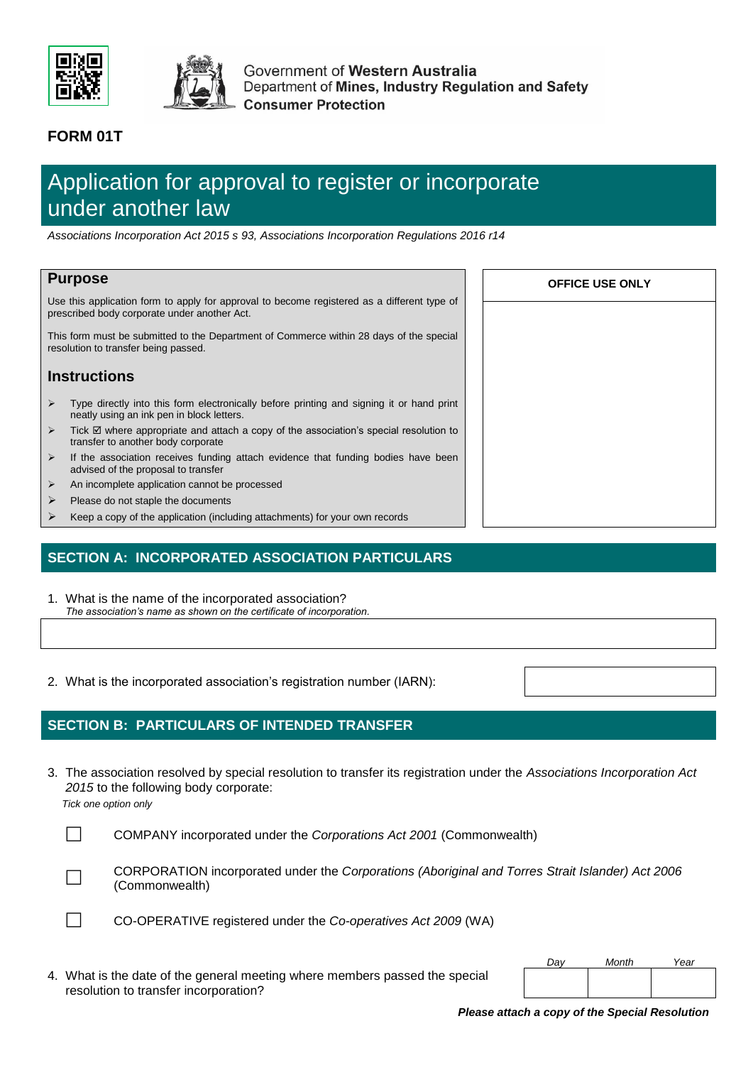Government of **Western Australia**
Department of **Mines, Industry Regulation and Safety**
**Consumer Protection**

**FORM 01T**

# Application for approval to register or incorporate under another law

*Associations Incorporation Act 2015 s 93, Associations Incorporation Regulations 2016 r14*

## Purpose

Use this application form to apply for approval to become registered as a different type of prescribed body corporate under another Act.

This form must be submitted to the Department of Commerce within 28 days of the special resolution to transfer being passed.

## Instructions

- Type directly into this form electronically before printing and signing it or hand print neatly using an ink pen in block letters.
- Tick ☑ where appropriate and attach a copy of the association's special resolution to transfer to another body corporate
- If the association receives funding attach evidence that funding bodies have been advised of the proposal to transfer
- An incomplete application cannot be processed
- Please do not staple the documents
- Keep a copy of the application (including attachments) for your own records

**OFFICE USE ONLY**

## SECTION A: INCORPORATED ASSOCIATION PARTICULARS

1. What is the name of the incorporated association?
   *The association's name as shown on the certificate of incorporation.*

2. What is the incorporated association's registration number (IARN):

## SECTION B: PARTICULARS OF INTENDED TRANSFER

3. The association resolved by special resolution to transfer its registration under the *Associations Incorporation Act 2015* to the following body corporate:
   *Tick one option only*

   ☐ COMPANY incorporated under the *Corporations Act 2001* (Commonwealth)

   ☐ CORPORATION incorporated under the *Corporations (Aboriginal and Torres Strait Islander) Act 2006* (Commonwealth)

   ☐ CO-OPERATIVE registered under the *Co-operatives Act 2009* (WA)

4. What is the date of the general meeting where members passed the special resolution to transfer incorporation?

| *Day* | *Month* | *Year* |
| --- | --- | --- |
| | | |

***Please attach a copy of the Special Resolution***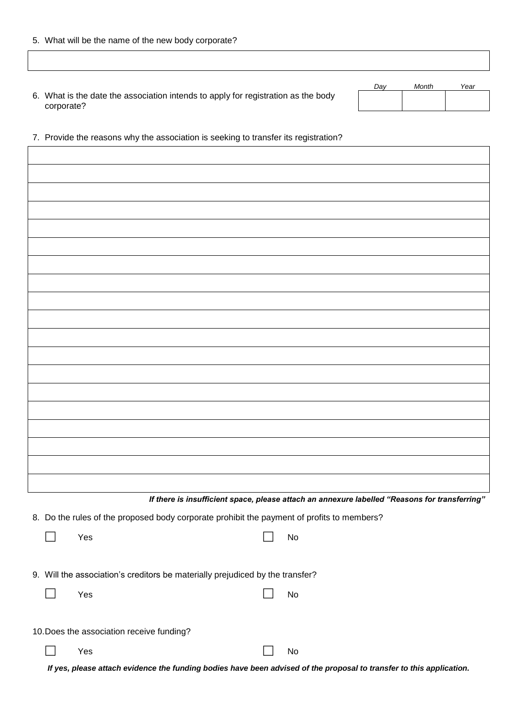5. What will be the name of the new body corporate?

| |
|---|
| |

6. What is the date the association intends to apply for registration as the body corporate?

| Day | Month | Year |
|---|---|---|
| | | |

7. Provide the reasons why the association is seeking to transfer its registration?

| |
|---|
| |
| |
| |
| |
| |
| |
| |
| |
| |
| |
| |
| |
| |
| |
| |
| |
| |
| |
| |

***If there is insufficient space, please attach an annexure labelled "Reasons for transferring"***

8. Do the rules of the proposed body corporate prohibit the payment of profits to members?

☐ Yes ☐ No

9. Will the association's creditors be materially prejudiced by the transfer?

☐ Yes ☐ No

10. Does the association receive funding?

☐ Yes ☐ No

***If yes, please attach evidence the funding bodies have been advised of the proposal to transfer to this application.***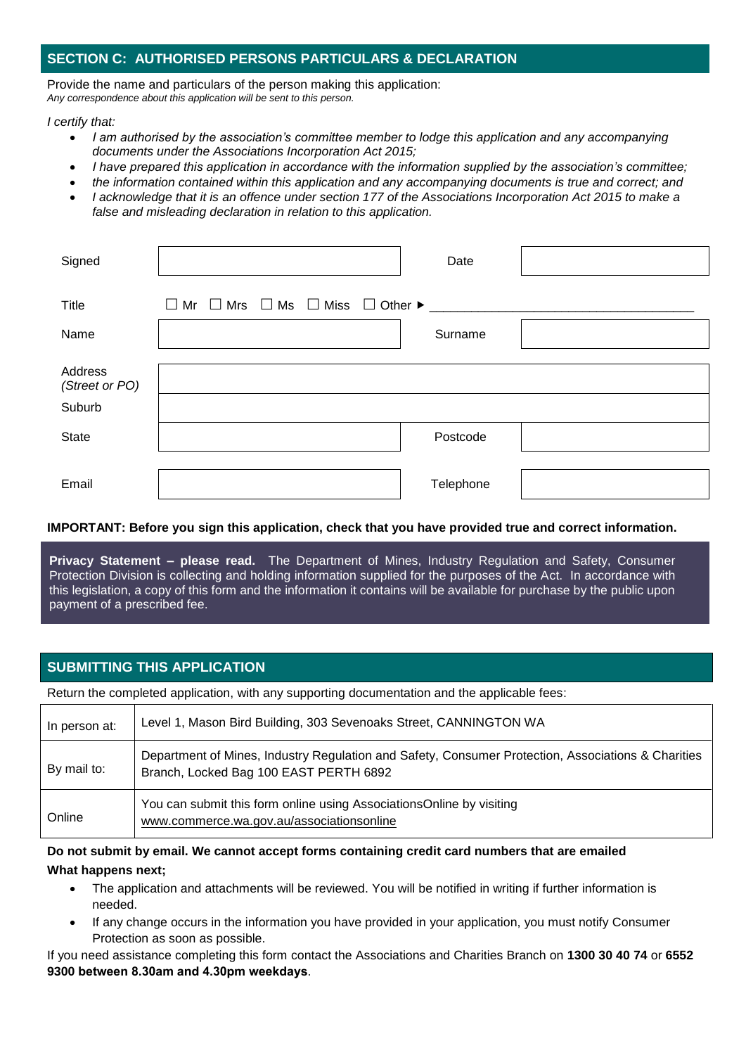## SECTION C: AUTHORISED PERSONS PARTICULARS & DECLARATION

Provide the name and particulars of the person making this application:
*Any correspondence about this application will be sent to this person.*

*I certify that:*

- *I am authorised by the association's committee member to lodge this application and any accompanying documents under the Associations Incorporation Act 2015;*
- *I have prepared this application in accordance with the information supplied by the association's committee;*
- *the information contained within this application and any accompanying documents is true and correct; and*
- *I acknowledge that it is an offence under section 177 of the Associations Incorporation Act 2015 to make a false and misleading declaration in relation to this application.*

| | | | |
|---|---|---|---|
| Signed | | Date | |
| Title | ☐ Mr ☐ Mrs ☐ Ms ☐ Miss ☐ Other ▸ ______ | | |
| Name | | Surname | |
| Address *(Street or PO)* | | | |
| Suburb | | | |
| State | | Postcode | |
| Email | | Telephone | |

**IMPORTANT: Before you sign this application, check that you have provided true and correct information.**

**Privacy Statement – please read.** The Department of Mines, Industry Regulation and Safety, Consumer Protection Division is collecting and holding information supplied for the purposes of the Act. In accordance with this legislation, a copy of this form and the information it contains will be available for purchase by the public upon payment of a prescribed fee.

## SUBMITTING THIS APPLICATION

Return the completed application, with any supporting documentation and the applicable fees:

| | |
|---|---|
| In person at: | Level 1, Mason Bird Building, 303 Sevenoaks Street, CANNINGTON WA |
| By mail to: | Department of Mines, Industry Regulation and Safety, Consumer Protection, Associations & Charities Branch, Locked Bag 100 EAST PERTH 6892 |
| Online | You can submit this form online using AssociationsOnline by visiting www.commerce.wa.gov.au/associationsonline |

**Do not submit by email. We cannot accept forms containing credit card numbers that are emailed**

**What happens next;**

- The application and attachments will be reviewed. You will be notified in writing if further information is needed.
- If any change occurs in the information you have provided in your application, you must notify Consumer Protection as soon as possible.

If you need assistance completing this form contact the Associations and Charities Branch on **1300 30 40 74** or **6552 9300 between 8.30am and 4.30pm weekdays**.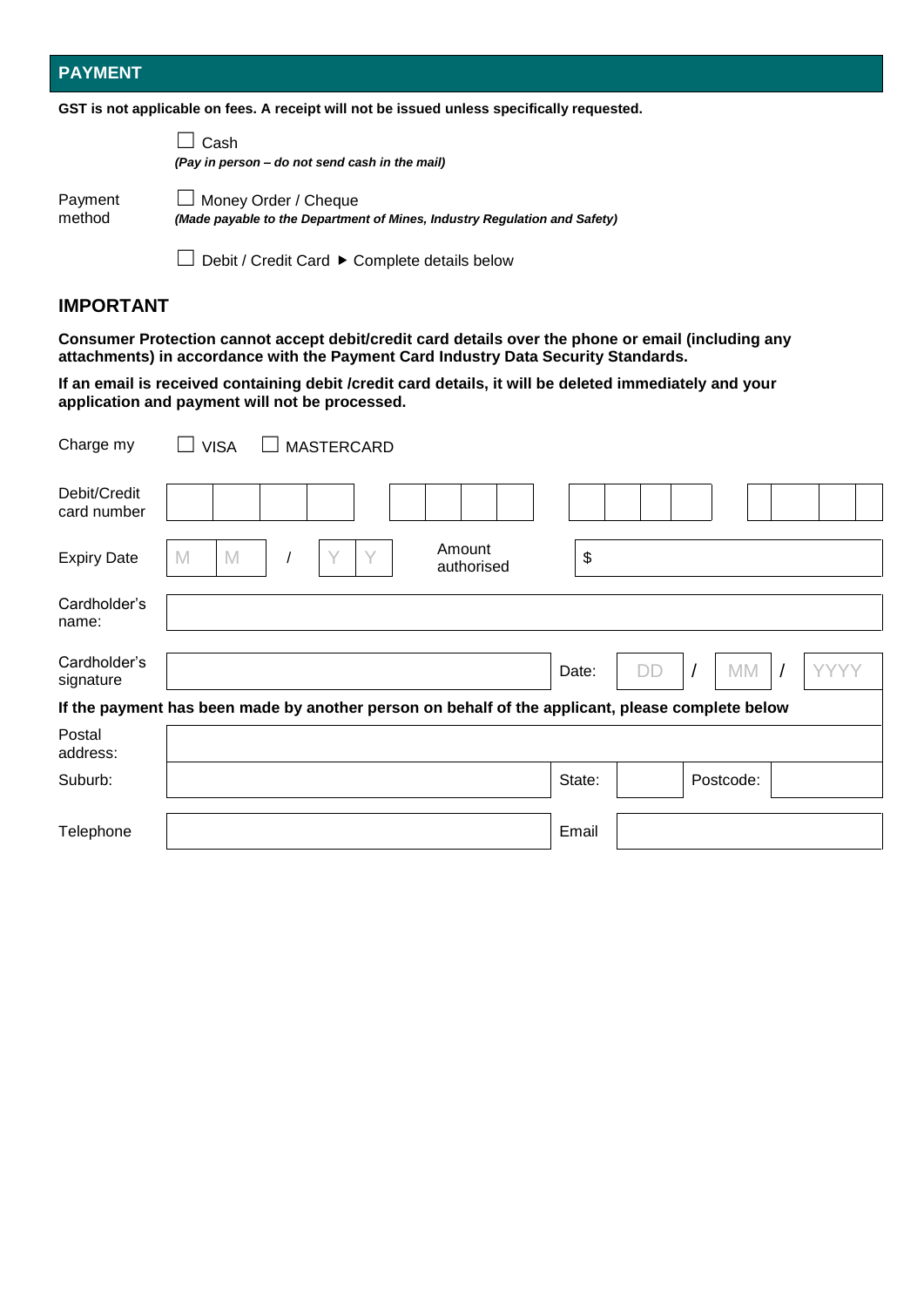## PAYMENT

**GST is not applicable on fees. A receipt will not be issued unless specifically requested.**

Payment method

☐ Cash
***(Pay in person – do not send cash in the mail)***

☐ Money Order / Cheque
***(Made payable to the Department of Mines, Industry Regulation and Safety)***

☐ Debit / Credit Card ▶ Complete details below

## IMPORTANT

**Consumer Protection cannot accept debit/credit card details over the phone or email (including any attachments) in accordance with the Payment Card Industry Data Security Standards.**

**If an email is received containing debit /credit card details, it will be deleted immediately and your application and payment will not be processed.**

| | | | | | | | |
|---|---|---|---|---|---|---|---|
| Charge my | ☐ VISA ☐ MASTERCARD | | | | | | |
| Debit/Credit card number | | | | | | | |
| Expiry Date | M M / Y Y | Amount authorised | $ | | | | |
| Cardholder's name: | | | | | | | |
| Cardholder's signature | | Date: | DD | / | MM | / | YYYY |

**If the payment has been made by another person on behalf of the applicant, please complete below**

| | | | | | |
|---|---|---|---|---|---|
| Postal address: | | | | | |
| Suburb: | | State: | | Postcode: | |
| Telephone | | Email | | | |